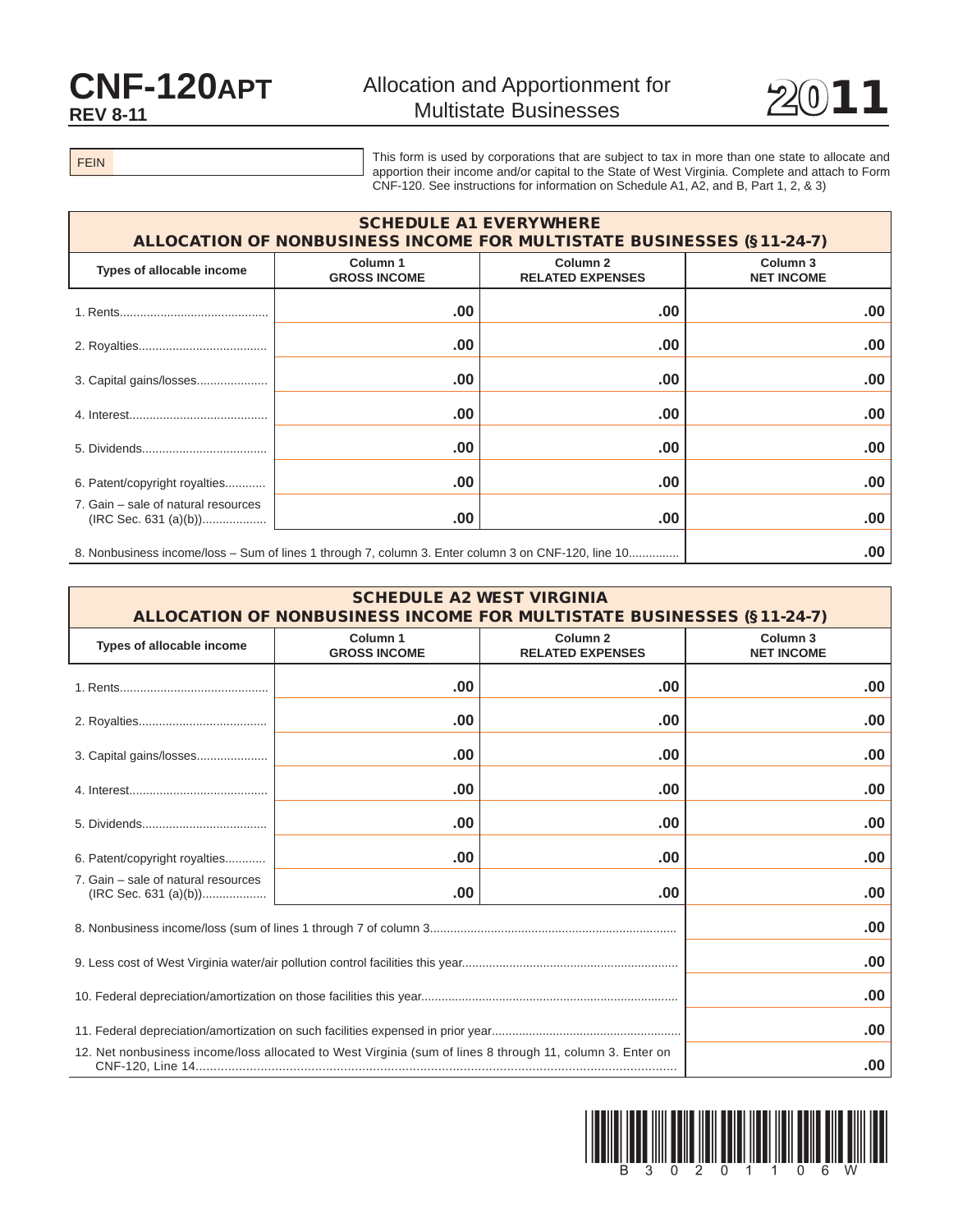# CNF-120APT

REV 8-11

## Allocation and Apportionment for Multistate Businesses

**2011**

FEIN

This form is used by corporations that are subject to tax in more than one state to allocate and apportion their income and/or capital to the State of West Virginia. Complete and attach to Form CNF-120. See instructions for information on Schedule A1, A2, and B, Part 1, 2, & 3)

### SCHEDULE A1 EVERYWHERE ALLOCATION OF NONBUSINESS INCOME FOR MULTISTATE BUSINESSES (§11-24-7)

| Types of allocable income | Column 1 GROSS INCOME | Column 2 RELATED EXPENSES | Column 3 NET INCOME |
|---|---|---|---|
| 1. Rents | .00 | .00 | .00 |
| 2. Royalties | .00 | .00 | .00 |
| 3. Capital gains/losses | .00 | .00 | .00 |
| 4. Interest | .00 | .00 | .00 |
| 5. Dividends | .00 | .00 | .00 |
| 6. Patent/copyright royalties | .00 | .00 | .00 |
| 7. Gain – sale of natural resources (IRC Sec. 631 (a)(b)) | .00 | .00 | .00 |
| 8. Nonbusiness income/loss – Sum of lines 1 through 7, column 3. Enter column 3 on CNF-120, line 10 | | | .00 |

### SCHEDULE A2 WEST VIRGINIA ALLOCATION OF NONBUSINESS INCOME FOR MULTISTATE BUSINESSES (§11-24-7)

| Types of allocable income | Column 1 GROSS INCOME | Column 2 RELATED EXPENSES | Column 3 NET INCOME |
|---|---|---|---|
| 1. Rents | .00 | .00 | .00 |
| 2. Royalties | .00 | .00 | .00 |
| 3. Capital gains/losses | .00 | .00 | .00 |
| 4. Interest | .00 | .00 | .00 |
| 5. Dividends | .00 | .00 | .00 |
| 6. Patent/copyright royalties | .00 | .00 | .00 |
| 7. Gain – sale of natural resources (IRC Sec. 631 (a)(b)) | .00 | .00 | .00 |
| 8. Nonbusiness income/loss (sum of lines 1 through 7 of column 3 | | | .00 |
| 9. Less cost of West Virginia water/air pollution control facilities this year | | | .00 |
| 10. Federal depreciation/amortization on those facilities this year | | | .00 |
| 11. Federal depreciation/amortization on such facilities expensed in prior year | | | .00 |
| 12. Net nonbusiness income/loss allocated to West Virginia (sum of lines 8 through 11, column 3. Enter on CNF-120, Line 14 | | | .00 |

B30201106W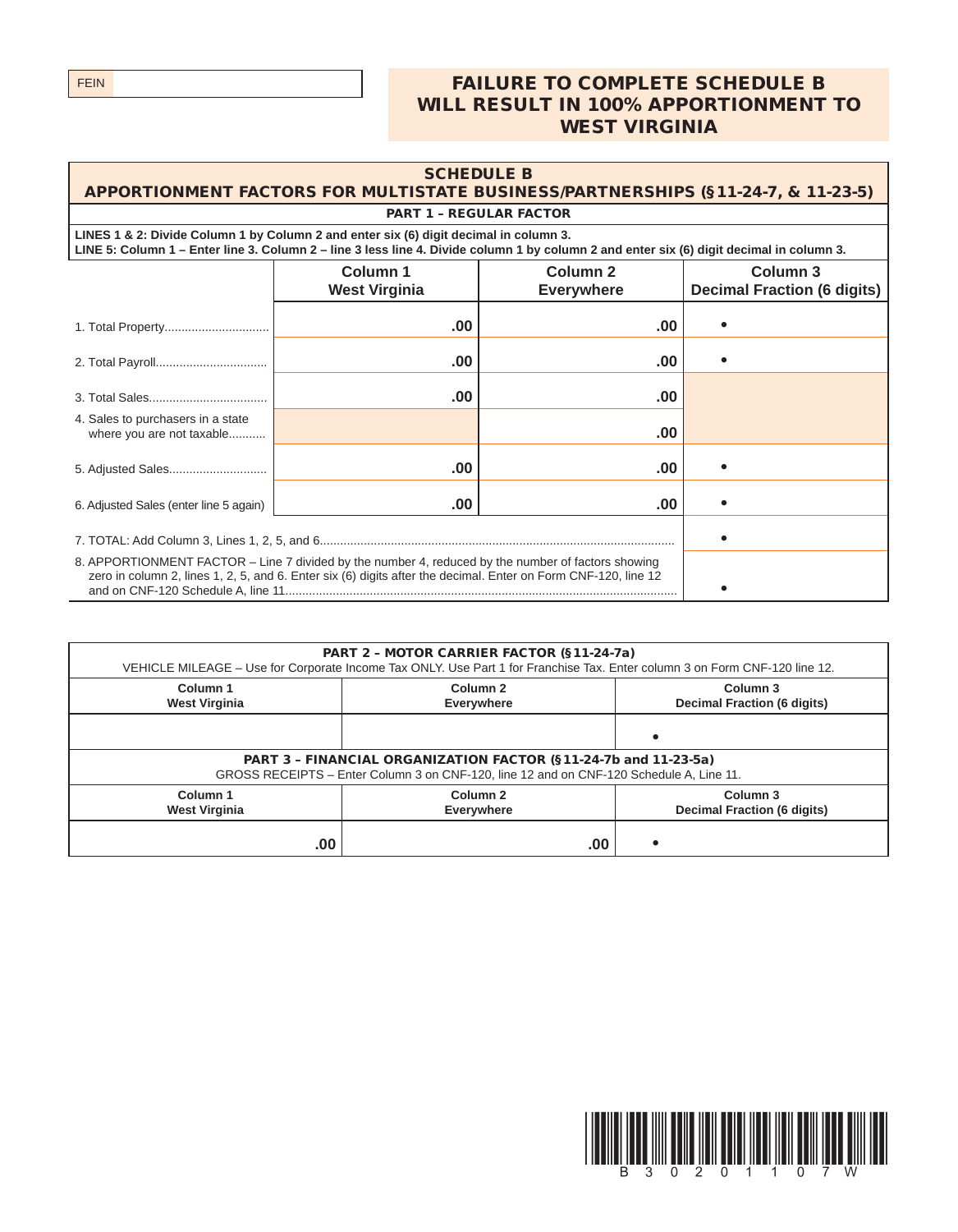FEIN

**FAILURE TO COMPLETE SCHEDULE B WILL RESULT IN 100% APPORTIONMENT TO WEST VIRGINIA**

## SCHEDULE B
## APPORTIONMENT FACTORS FOR MULTISTATE BUSINESS/PARTNERSHIPS (§11-24-7, & 11-23-5)

### PART 1 – REGULAR FACTOR

**LINES 1 & 2: Divide Column 1 by Column 2 and enter six (6) digit decimal in column 3.**
**LINE 5: Column 1 – Enter line 3. Column 2 – line 3 less line 4. Divide column 1 by column 2 and enter six (6) digit decimal in column 3.**

| | Column 1 West Virginia | Column 2 Everywhere | Column 3 Decimal Fraction (6 digits) |
|---|---|---|---|
| 1. Total Property.............................. | .00 | .00 | • |
| 2. Total Payroll................................ | .00 | .00 | • |
| 3. Total Sales.................................. | .00 | .00 | |
| 4. Sales to purchasers in a state where you are not taxable........... | | .00 | |
| 5. Adjusted Sales............................ | .00 | .00 | • |
| 6. Adjusted Sales (enter line 5 again) | .00 | .00 | • |
| 7. TOTAL: Add Column 3, Lines 1, 2, 5, and 6.......... | | | • |
| 8. APPORTIONMENT FACTOR – Line 7 divided by the number 4, reduced by the number of factors showing zero in column 2, lines 1, 2, 5, and 6. Enter six (6) digits after the decimal. Enter on Form CNF-120, line 12 and on CNF-120 Schedule A, line 11.......... | | | • |

### PART 2 – MOTOR CARRIER FACTOR (§11-24-7a)

VEHICLE MILEAGE – Use for Corporate Income Tax ONLY. Use Part 1 for Franchise Tax. Enter column 3 on Form CNF-120 line 12.

| Column 1 West Virginia | Column 2 Everywhere | Column 3 Decimal Fraction (6 digits) |
|---|---|---|
| | | • |

### PART 3 – FINANCIAL ORGANIZATION FACTOR (§11-24-7b and 11-23-5a)

GROSS RECEIPTS – Enter Column 3 on CNF-120, line 12 and on CNF-120 Schedule A, Line 11.

| Column 1 West Virginia | Column 2 Everywhere | Column 3 Decimal Fraction (6 digits) |
|---|---|---|
| .00 | .00 | • |

B 3 0 2 0 1 1 0 7 W